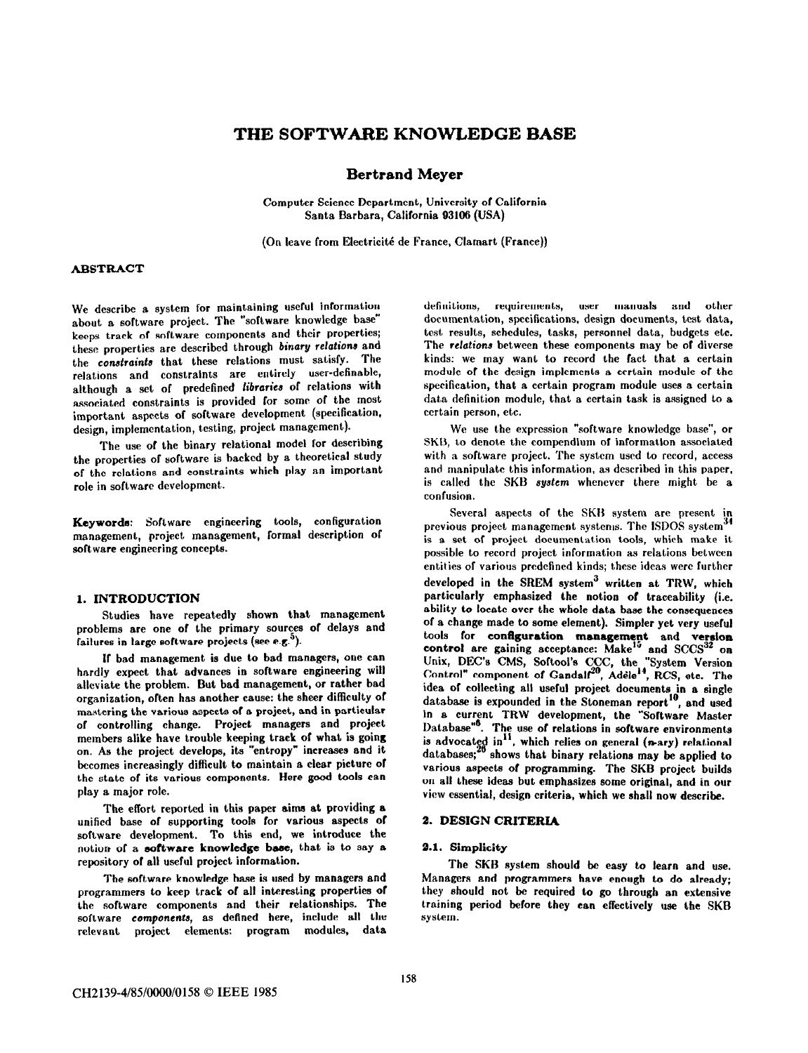# THE SOFTWARE KNOWLEDGE BASE

**Bertrand Meyer**

Computer Science Department, University of California
Santa Barbara, California 93106 (USA)

(On leave from Electricité de France, Clamart (France))

## ABSTRACT

We describe a system for maintaining useful information about a software project. The "software knowledge base" keeps track of software components and their properties; these properties are described through *binary relations* and the *constraints* that these relations must satisfy. The relations and constraints are entirely user-definable, although a set of predefined *libraries* of relations with associated constraints is provided for some of the most important aspects of software development (specification, design, implementation, testing, project management).

The use of the binary relational model for describing the properties of software is backed by a theoretical study of the relations and constraints which play an important role in software development.

**Keywords**: Software engineering tools, configuration management, project management, formal description of software engineering concepts.

## 1. INTRODUCTION

Studies have repeatedly shown that management problems are one of the primary sources of delays and failures in large software projects (see e.g.[5]).

If bad management is due to bad managers, one can hardly expect that advances in software engineering will alleviate the problem. But bad management, or rather bad organization, often has another cause: the sheer difficulty of mastering the various aspects of a project, and in particular of controlling change. Project managers and project members alike have trouble keeping track of what is going on. As the project develops, its "entropy" increases and it becomes increasingly difficult to maintain a clear picture of the state of its various components. Here good tools can play a major role.

The effort reported in this paper aims at providing a unified base of supporting tools for various aspects of software development. To this end, we introduce the notion of a **software knowledge base**, that is to say a repository of all useful project information.

The software knowledge base is used by managers and programmers to keep track of all interesting properties of the software components and their relationships. The software *components*, as defined here, include all the relevant project elements: program modules, data definitions, requirements, user manuals and other documentation, specifications, design documents, test data, test results, schedules, tasks, personnel data, budgets etc. The *relations* between these components may be of diverse kinds: we may want to record the fact that a certain module of the design implements a certain module of the specification, that a certain program module uses a certain data definition module, that a certain task is assigned to a certain person, etc.

We use the expression "software knowledge base", or SKB, to denote the compendium of information associated with a software project. The system used to record, access and manipulate this information, as described in this paper, is called the SKB *system* whenever there might be a confusion.

Several aspects of the SKB system are present in previous project management systems. The ISDOS system[34] is a set of project documentation tools, which make it possible to record project information as relations between entities of various predefined kinds; these ideas were further developed in the SREM system[3] written at TRW, which particularly emphasized the notion of traceability (i.e. ability to locate over the whole data base the consequences of a change made to some element). Simpler yet very useful tools for **configuration management** and **version control** are gaining acceptance: Make[15] and SCCS[32] on Unix, DEC's CMS, Softool's CCC, the "System Version Control" component of Gandalf[20], Adèle[14], RCS, etc. The idea of collecting all useful project documents in a single database is expounded in the Stoneman report[10], and used in a current TRW development, the "Software Master Database"[6]. The use of relations in software environments is advocated in[11], which relies on general (*n*-ary) relational databases;[26] shows that binary relations may be applied to various aspects of programming. The SKB project builds on all these ideas but emphasizes some original, and in our view essential, design criteria, which we shall now describe.

## 2. DESIGN CRITERIA

### 2.1. Simplicity

The SKB system should be easy to learn and use. Managers and programmers have enough to do already; they should not be required to go through an extensive training period before they can effectively use the SKB system.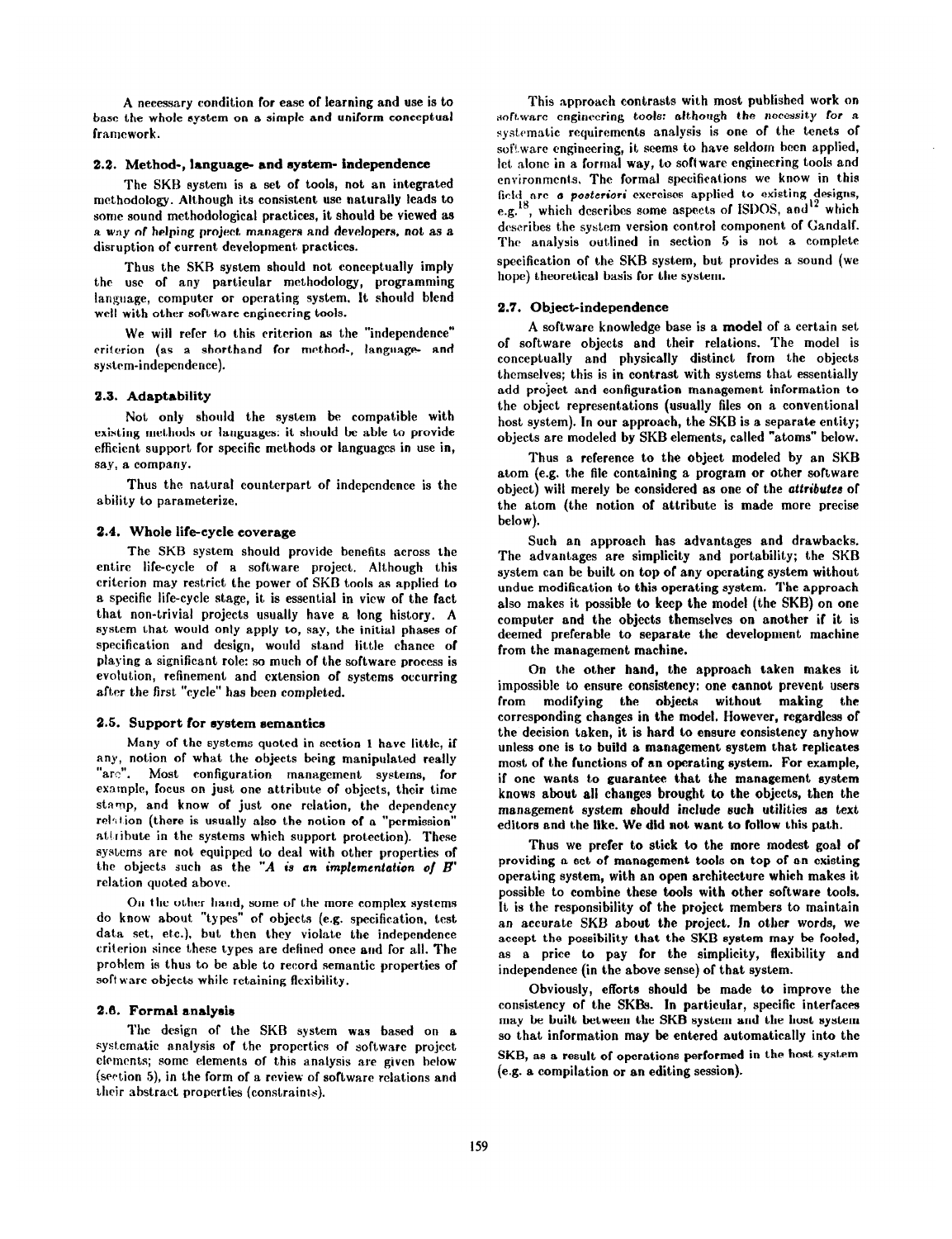A necessary condition for ease of learning and use is to base the whole system on a simple and uniform conceptual framework.

### 2.2. Method-, language- and system- independence

The SKB system is a set of tools, not an integrated methodology. Although its consistent use naturally leads to some sound methodological practices, it should be viewed as a way of helping project managers and developers, not as a disruption of current development practices.

Thus the SKB system should not conceptually imply the use of any particular methodology, programming language, computer or operating system. It should blend well with other software engineering tools.

We will refer to this criterion as the "independence" criterion (as a shorthand for method-, language- and system-independence).

### 2.3. Adaptability

Not only should the system be compatible with existing methods or languages: it should be able to provide efficient support for specific methods or languages in use in, say, a company.

Thus the natural counterpart of independence is the ability to parameterize.

### 2.4. Whole life-cycle coverage

The SKB system should provide benefits across the entire life-cycle of a software project. Although this criterion may restrict the power of SKB tools as applied to a specific life-cycle stage, it is essential in view of the fact that non-trivial projects usually have a long history. A system that would only apply to, say, the initial phases of specification and design, would stand little chance of playing a significant role: so much of the software process is evolution, refinement and extension of systems occurring after the first "cycle" has been completed.

### 2.5. Support for system semantics

Many of the systems quoted in section 1 have little, if any, notion of what the objects being manipulated really "are". Most configuration management systems, for example, focus on just one attribute of objects, their time stamp, and know of just one relation, the dependency relation (there is usually also the notion of a "permission" attribute in the systems which support protection). These systems are not equipped to deal with other properties of the objects such as the "*A is an implementation of B*" relation quoted above.

On the other hand, some of the more complex systems do know about "types" of objects (e.g. specification, test data set, etc.), but then they violate the independence criterion since these types are defined once and for all. The problem is thus to be able to record semantic properties of software objects while retaining flexibility.

### 2.6. Formal analysis

The design of the SKB system was based on a systematic analysis of the properties of software project elements; some elements of this analysis are given below (section 5), in the form of a review of software relations and their abstract properties (constraints).

This approach contrasts with most published work on software engineering tools: *although the necessity for a* systematic requirements analysis is one of the tenets of software engineering, it seems to have seldom been applied, let alone in a formal way, to software engineering tools and environments. The formal specifications we know in this field are *a posteriori* exercises applied to existing designs, e.g.[18], which describes some aspects of ISDOS, and[12] which describes the system version control component of Gandalf. The analysis outlined in section 5 is not a complete specification of the SKB system, but provides a sound (we hope) theoretical basis for the system.

### 2.7. Object-independence

A software knowledge base is a **model** of a certain set of software objects and their relations. The model is conceptually and physically distinct from the objects themselves; this is in contrast with systems that essentially add project and configuration management information to the object representations (usually files on a conventional host system). In our approach, the SKB is a separate entity; objects are modeled by SKB elements, called "atoms" below.

Thus a reference to the object modeled by an SKB atom (e.g. the file containing a program or other software object) will merely be considered as one of the ***attributes*** of the atom (the notion of attribute is made more precise below).

Such an approach has advantages and drawbacks. The advantages are simplicity and portability; the SKB system can be built on top of any operating system without undue modification to this operating system. The approach also makes it possible to keep the model (the SKB) on one computer and the objects themselves on another if it is deemed preferable to separate the development machine from the management machine.

On the other hand, the approach taken makes it impossible to ensure consistency: one cannot prevent users from modifying the objects without making the corresponding changes in the model. However, regardless of the decision taken, it is hard to ensure consistency anyhow unless one is to build a management system that replicates most of the functions of an operating system. For example, if one wants to guarantee that the management system knows about all changes brought to the objects, then the management system should include such utilities as text editors and the like. We did not want to follow this path.

Thus we prefer to stick to the more modest goal of providing a set of management tools on top of an existing operating system, with an open architecture which makes it possible to combine these tools with other software tools. It is the responsibility of the project members to maintain an accurate SKB about the project. In other words, we accept the possibility that the SKB system may be fooled, as a price to pay for the simplicity, flexibility and independence (in the above sense) of that system.

Obviously, efforts should be made to improve the consistency of the SKBs. In particular, specific interfaces may be built between the SKB system and the host system so that information may be entered automatically into the SKB, as a result of operations performed in the host system (e.g. a compilation or an editing session).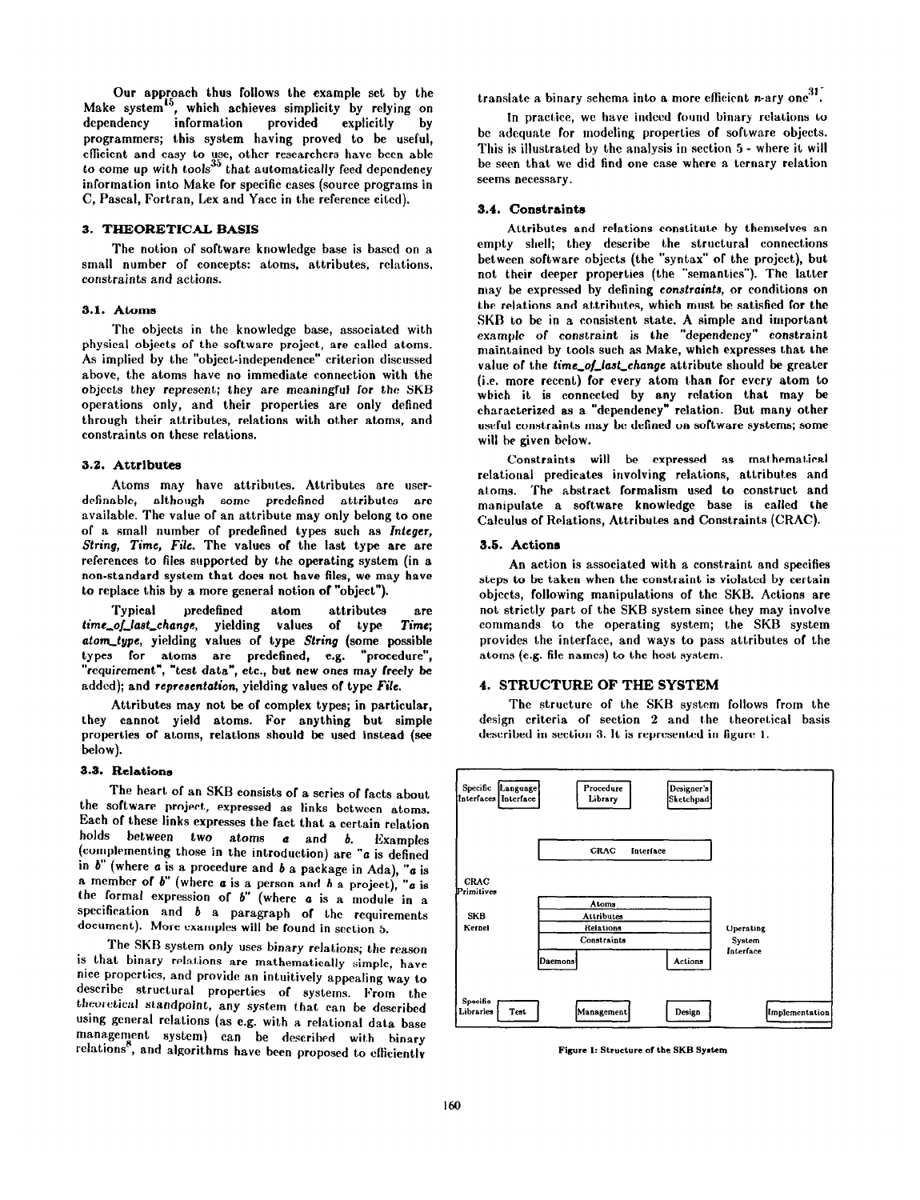Our approach thus follows the example set by the Make system[15], which achieves simplicity by relying on dependency information provided explicitly by programmers; this system having proved to be useful, efficient and easy to use, other researchers have been able to come up with tools[35] that automatically feed dependency information into Make for specific cases (source programs in C, Pascal, Fortran, Lex and Yacc in the reference cited).

## 3. THEORETICAL BASIS

The notion of software knowledge base is based on a small number of concepts: atoms, attributes, relations, constraints and actions.

### 3.1. Atoms

The objects in the knowledge base, associated with physical objects of the software project, are called atoms. As implied by the "object-independence" criterion discussed above, the atoms have no immediate connection with the objects they represent; they are meaningful for the SKB operations only, and their properties are only defined through their attributes, relations with other atoms, and constraints on these relations.

### 3.2. Attributes

Atoms may have attributes. Attributes are user-definable, although some predefined attributes are available. The value of an attribute may only belong to one of a small number of predefined types such as *Integer*, *String*, *Time*, *File*. The values of the last type are are references to files supported by the operating system (in a non-standard system that does not have files, we may have to replace this by a more general notion of "object").

Typical predefined atom attributes are *time_of_last_change*, yielding values of type *Time*; *atom_type*, yielding values of type *String* (some possible types for atoms are predefined, e.g. "procedure", "requirement", "test data", etc., but new ones may freely be added); and *representation*, yielding values of type *File*.

Attributes may not be of complex types; in particular, they cannot yield atoms. For anything but simple properties of atoms, relations should be used instead (see below).

### 3.3. Relations

The heart of an SKB consists of a series of facts about the software project, expressed as links between atoms. Each of these links expresses the fact that a certain relation holds between two atoms *a* and *b*. Examples (complementing those in the introduction) are "*a* is defined in *b*" (where *a* is a procedure and *b* a package in Ada), "*a* is a member of *b*" (where *a* is a person and *b* a project), "*a* is the formal expression of *b*" (where *a* is a module in a specification and *b* a paragraph of the requirements document). More examples will be found in section 5.

The SKB system only uses binary relations; the reason is that binary relations are mathematically simple, have nice properties, and provide an intuitively appealing way to describe structural properties of systems. From the theoretical standpoint, any system that can be described using general relations (as e.g. with a relational data base management system) can be described with binary relations[8], and algorithms have been proposed to efficiently translate a binary schema into a more efficient *n*-ary one[31].

In practice, we have indeed found binary relations to be adequate for modeling properties of software objects. This is illustrated by the analysis in section 5 - where it will be seen that we did find one case where a ternary relation seems necessary.

### 3.4. Constraints

Attributes and relations constitute by themselves an empty shell; they describe the structural connections between software objects (the "syntax" of the project), but not their deeper properties (the "semantics"). The latter may be expressed by defining *constraints*, or conditions on the relations and attributes, which must be satisfied for the SKB to be in a consistent state. A simple and important example of constraint is the "dependency" constraint maintained by tools such as Make, which expresses that the value of the *time_of_last_change* attribute should be greater (i.e. more recent) for every atom than for every atom to which it is connected by any relation that may be characterized as a "dependency" relation. But many other useful constraints may be defined on software systems; some will be given below.

Constraints will be expressed as mathematical relational predicates involving relations, attributes and atoms. The abstract formalism used to construct and manipulate a software knowledge base is called the Calculus of Relations, Attributes and Constraints (CRAC).

### 3.5. Actions

An action is associated with a constraint and specifies steps to be taken when the constraint is violated by certain objects, following manipulations of the SKB. Actions are not strictly part of the SKB system since they may involve commands to the operating system; the SKB system provides the interface, and ways to pass attributes of the atoms (e.g. file names) to the host system.

## 4. STRUCTURE OF THE SYSTEM

The structure of the SKB system follows from the design criteria of section 2 and the theoretical basis described in section 3. It is represented in figure 1.

**Figure 1: Structure of the SKB System**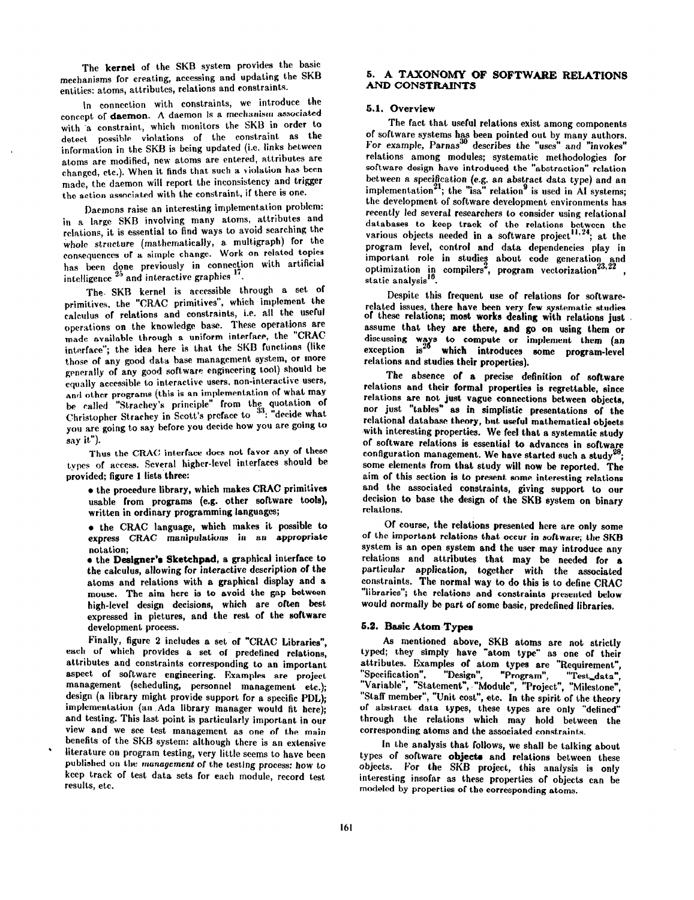The **kernel** of the SKB system provides the basic mechanisms for creating, accessing and updating the SKB entities: atoms, attributes, relations and constraints.

In connection with constraints, we introduce the concept of **daemon**. A daemon is a mechanism associated with a constraint, which monitors the SKB in order to detect possible violations of the constraint as the information in the SKB is being updated (i.e. links between atoms are modified, new atoms are entered, attributes are changed, etc.). When it finds that such a violation has been made, the daemon will report the inconsistency and trigger the action associated with the constraint, if there is one.

Daemons raise an interesting implementation problem: in a large SKB involving many atoms, attributes and relations, it is essential to find ways to avoid searching the whole structure (mathematically, a multigraph) for the consequences of a simple change. Work on related topics has been done previously in connection with artificial intelligence [25] and interactive graphics [17].

The SKB kernel is accessible through a set of primitives, the "CRAC primitives", which implement the calculus of relations and constraints, i.e. all the useful operations on the knowledge base. These operations are made available through a uniform interface, the "CRAC interface"; the idea here is that the SKB functions (like those of any good data base management system, or more generally of any good software engineering tool) should be equally accessible to interactive users, non-interactive users, and other programs (this is an implementation of what may be called "Strachey's principle" from the quotation of Christopher Strachey in Scott's preface to [33]: "decide what you are going to say before you decide how you are going to say it").

Thus the CRAC interface does not favor any of these types of access. Several higher-level interfaces should be provided; figure 1 lists three:

- the procedure library, which makes CRAC primitives usable from programs (e.g. other software tools), written in ordinary programming languages;
- the CRAC language, which makes it possible to express CRAC *manipulations in an appropriate* notation;
- the **Designer's Sketchpad**, a graphical interface to the calculus, allowing for interactive description of the atoms and relations with a graphical display and a mouse. The aim here is to avoid the gap between high-level design decisions, which are often best expressed in pictures, and the rest of the software development process.

Finally, figure 2 includes a set of "CRAC Libraries", each of which provides a set of predefined relations, attributes and constraints corresponding to an important aspect of software engineering. Examples are project management (scheduling, personnel management etc.); design (a library might provide support for a specific PDL); implementation (an Ada library manager would fit here); and testing. This last point is particularly important in our view and we see test management as one of the main benefits of the SKB system: although there is an extensive literature on program testing, very little seems to have been published on the *management* of the testing process: how to keep track of test data sets for each module, record test results, etc.

## 5. A TAXONOMY OF SOFTWARE RELATIONS AND CONSTRAINTS

### 5.1. Overview

The fact that useful relations exist among components of software systems has been pointed out by many authors. For example, Parnas[30] describes the "uses" and "invokes" relations among modules; systematic methodologies for software design have introduced the "abstraction" relation between a specification (e.g. an abstract data type) and an implementation[21]; the "isa" relation[9] is used in AI systems; the development of software development environments has recently led several researchers to consider using relational databases to keep track of the relations between the various objects needed in a software project[11,24]; at the program level, control and data dependencies play in important role in studies about code generation and optimization in compilers[2], program vectorization[23,22], static analysis[16].

Despite this frequent use of relations for software-related issues, there have been very few systematic studies of these relations; most works dealing with relations just assume that they are there, and go on using them or discussing ways to compute or implement them (an exception is[26] which introduces some program-level relations and studies their properties).

The absence of a precise definition of software relations and their formal properties is regrettable, since relations are not just vague connections between objects, nor just "tables" as in simplistic presentations of the relational database theory, but useful mathematical objects with interesting properties. We feel that a systematic study of software relations is essential to advances in software configuration management. We have started such a study[28]; some elements from that study will now be reported. The aim of this section is to present some interesting relations and the associated constraints, giving support to our decision to base the design of the SKB system on binary relations.

Of course, the relations presented here are only some of the important relations that occur in software; the SKB system is an open system and the user may introduce any relations and attributes that may be needed for a particular application, together with the associated constraints. The normal way to do this is to define CRAC "libraries"; the relations and constraints presented below would normally be part of some basic, predefined libraries.

### 5.2. Basic Atom Types

As mentioned above, SKB atoms are not strictly typed; they simply have "atom type" as one of their attributes. Examples of atom types are "Requirement", "Specification", "Design", "Program", "Test_data", "Variable", "Statement", "Module", "Project", "Milestone", "Staff member", "Unit cost", etc. In the spirit of the theory of abstract data types, these types are only "defined" through the relations which may hold between the corresponding atoms and the associated constraints.

In the analysis that follows, we shall be talking about types of software **objects** and relations between these objects. For the SKB project, this analysis is only interesting insofar as these properties of objects can be modeled by properties of the corresponding atoms.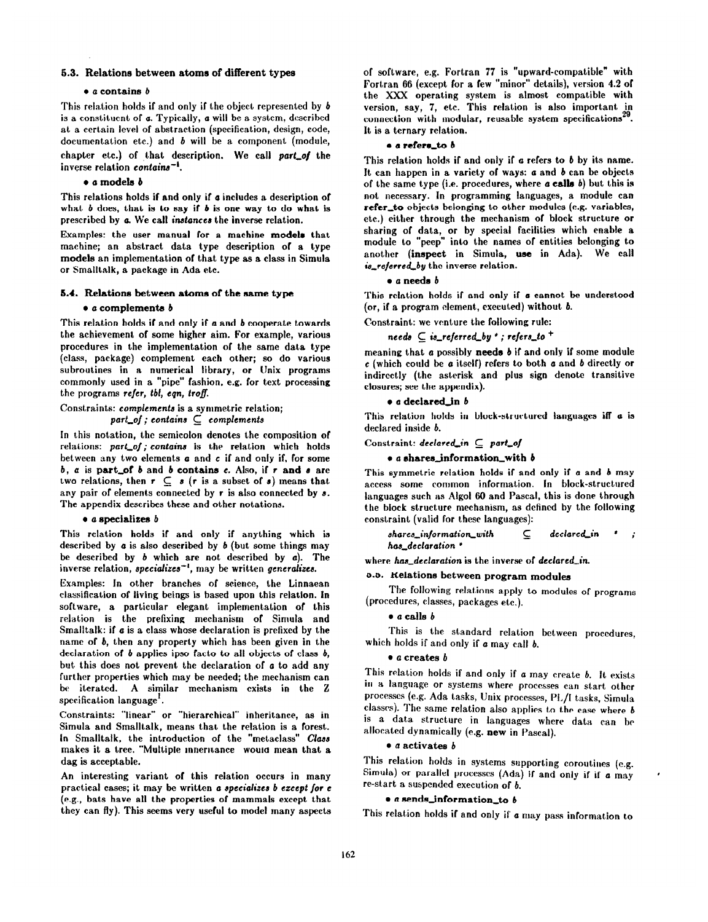### 5.3. Relations between atoms of different types

• *a* **contains** *b*

This relation holds if and only if the object represented by *b* is a constituent of *a*. Typically, *a* will be a system, described at a certain level of abstraction (specification, design, code, documentation etc.) and *b* will be a component (module, chapter etc.) of that description. We call *part_of* the inverse relation $contains^{-1}$.

• *a* **models** *b*

This relations holds if and only if *a* includes a description of what *b* does, that is to say if *b* is one way to do what is prescribed by *a*. We call *instances* the inverse relation.

Examples: the user manual for a machine **models** that machine; an abstract data type description of a type **models** an implementation of that type as a class in Simula or Smalltalk, a package in Ada etc.

### 5.4. Relations between atoms of the same type

• *a* **complements** *b*

This relation holds if and only if *a* and *b* cooperate towards the achievement of some higher aim. For example, various procedures in the implementation of the same data type (class, package) complement each other; so do various subroutines in a numerical library, or Unix programs commonly used in a "pipe" fashion, e.g. for text processing the programs *refer, tbl, eqn, troff.*

Constraints: *complements* is a symmetric relation;
*part_of ; contains* $\subseteq$ *complements*

In this notation, the semicolon denotes the composition of relations: *part_of ; contains* is the relation which holds between any two elements *a* and *c* if and only if, for some *b*, *a* is **part_of** *b* and *b* **contains** *c*. Also, if *r* **and** *s* are two relations, then $r \subseteq s$ (*r* is a subset of *s*) means that any pair of elements connected by *r* is also connected by *s*. The appendix describes these and other notations.

• *a* **specializes** *b*

This relation holds if and only if anything which is described by *a* is also described by *b* (but some things may be described by *b* which are not described by *a*). The inverse relation, $specializes^{-1}$, may be written *generalizes.*

Examples: In other branches of science, the Linnaean classification of living beings is based upon this relation. In software, a particular elegant implementation of this relation is the prefixing mechanism of Simula and Smalltalk: if *a* is a class whose declaration is prefixed by the name of *b*, then any property which has been given in the declaration of *b* applies ipso facto to all objects of class *b*, but this does not prevent the declaration of *a* to add any further properties which may be needed; the mechanism can be iterated. A similar mechanism exists in the Z specification language[1].

Constraints: "linear" or "hierarchical" inheritance, as in Simula and Smalltalk, means that the relation is a forest. In Smalltalk, the introduction of the "metaclass" *Class* makes it a tree. "Multiple inheritance would mean that a dag is acceptable.

An interesting variant of this relation occurs in many practical cases; it may be written *a specializes b except for c* (e.g., bats have all the properties of mammals except that they can fly). This seems very useful to model many aspects of software, e.g. Fortran 77 is "upward-compatible" with Fortran 66 (except for a few "minor" details), version 4.2 of the XXX operating system is almost compatible with version, say, 7, etc. This relation is also important in connection with modular, reusable system specifications[29]. It is a ternary relation.

• *a* **refers_to** *b*

This relation holds if and only if *a* refers to *b* by its name. It can happen in a variety of ways: *a* and *b* can be objects of the same type (i.e. procedures, where *a* **calls** *b*) but this is not necessary. In programming languages, a module can **refer_to** objects belonging to other modules (e.g. variables, etc.) either through the mechanism of block structure or sharing of data, or by special facilities which enable a module to "peep" into the names of entities belonging to another (**inspect** in Simula, **use** in Ada). We call *is_referred_by* the inverse relation.

• *a* **needs** *b*

This relation holds if and only if *a* cannot be understood (or, if a program element, executed) without *b*.

Constraint: we venture the following rule:

*needs* $\subseteq$ *is_referred_by* $^*$ ; *refers_to* $^+$

meaning that *a* possibly **needs** *b* if and only if some module *c* (which could be *a* itself) refers to both *a* and *b* directly or indirectly (the asterisk and plus sign denote transitive closures; see the appendix).

• *a* **declared_in** *b*

This relation holds in block-structured languages iff *a* is declared inside *b*.

Constraint: *declared_in* $\subseteq$ *part_of*

• *a* **shares_information_with** *b*

This symmetric relation holds if and only if *a* and *b* may access some common information. In block-structured languages such as Algol 60 and Pascal, this is done through the block structure mechanism, as defined by the following constraint (valid for these languages):

*shares_information_with* $\subseteq$ *declared_in* $^*$ ; *has_declaration* $^*$

where *has_declaration* is the inverse of *declared_in*.

### 5.5. Relations between program modules

The following relations apply to modules of programs (procedures, classes, packages etc.).

• *a* **calls** *b*

This is the standard relation between procedures, which holds if and only if *a* may call *b*.

• *a* **creates** *b*

This relation holds if and only if *a* may create *b*. It exists in a language or systems where processes can start other processes (e.g. Ada tasks, Unix processes, PL/I tasks, Simula classes). The same relation also applies to the case where *b* is a data structure in languages where data can be allocated dynamically (e.g. **new** in Pascal).

• *a* **activates** *b*

This relation holds in systems supporting coroutines (e.g. Simula) or parallel processes (Ada) if and only if if *a* may re-start a suspended execution of *b*.

• *a* **sends_information_to** *b*

This relation holds if and only if *a* may pass information to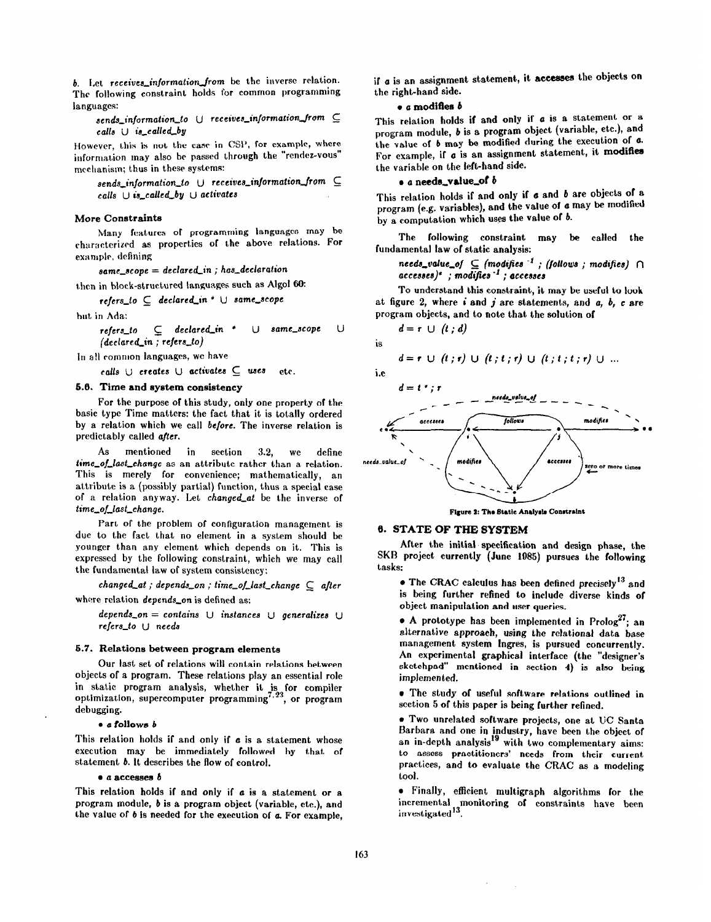*b*. Let *receives_information_from* be the inverse relation. The following constraint holds for common programming languages:

$sends\_information\_to \cup receives\_information\_from \subseteq calls \cup is\_called\_by$

However, this is not the case in CSP, for example, where information may also be passed through the "rendez-vous" mechanism; thus in these systems:

$sends\_information\_to \cup receives\_information\_from \subseteq calls \cup is\_called\_by \cup activates$

### More Constraints

Many features of programming languages may be characterized as properties of the above relations. For example, defining

$same\_scope = declared\_in \; ; \; has\_declaration$

then in block-structured languages such as Algol 60:

$refers\_to \subseteq declared\_in^{*} \cup same\_scope$

but in Ada:

$refers\_to \subseteq declared\_in^{*} \cup same\_scope \cup (declared\_in \; ; \; refers\_to)$

In all common languages, we have

$calls \cup creates \cup activates \subseteq uses$ etc.

### 5.6. Time and system consistency

For the purpose of this study, only one property of the basic type Time matters: the fact that it is totally ordered by a relation which we call *before*. The inverse relation is predictably called *after*.

As mentioned in section 3.2, we define *time_of_last_change* as an attribute rather than a relation. This is merely for convenience; mathematically, an attribute is a (possibly partial) function, thus a special case of a relation. Let *changed_at* be the inverse of *time_of_last_change*.

Part of the problem of configuration management is due to the fact that no element in a system should be younger than any element which depends on it. This is expressed by the following constraint, which we may call the fundamental law of system consistency:

$changed\_at \; ; \; depends\_on \; ; \; time\_of\_last\_change \subseteq after$

where relation *depends_on* is defined as:

$depends\_on = contains \cup instances \cup generalizes \cup refers\_to \cup needs$

### 5.7. Relations between program elements

Our last set of relations will contain relations between objects of a program. These relations play an essential role in static program analysis, whether it is for compiler optimization, supercomputer programming[7,23], or program debugging.

- ***a* follows *b***

This relation holds if and only if *a* is a statement whose execution may be immediately followed by that of statement *b*. It describes the flow of control.

- ***a* accesses *b***

This relation holds if and only if *a* is a statement or a program module, *b* is a program object (variable, etc.), and the value of *b* is needed for the execution of *a*. For example, if *a* is an assignment statement, it **accesses** the objects on the right-hand side.

- ***a* modifies *b***

This relation holds if and only if *a* is a statement or a program module, *b* is a program object (variable, etc.), and the value of *b* may be modified during the execution of *a*. For example, if *a* is an assignment statement, it **modifies** the variable on the left-hand side.

- ***a* needs_value_of *b***

This relation holds if and only if *a* and *b* are objects of a program (e.g. variables), and the value of *a* may be modified by a computation which uses the value of *b*.

The following constraint may be called the fundamental law of static analysis:

$needs\_value\_of \subseteq (modifies^{-1} \; ; \; (follows \; ; \; modifies) \cap accesses)^{*} \; ; \; modifies^{-1} \; ; \; accesses$

To understand this constraint, it may be useful to look at figure 2, where *i* and *j* are statements, and *a*, *b*, *c* are program objects, and to note that the solution of

$d = r \cup (t \; ; \; d)$

is

$d = r \cup (t \; ; \; r) \cup (t \; ; \; t \; ; \; r) \cup (t \; ; \; t \; ; \; t \; ; \; r) \cup \ldots$

i.e

$d = t^{*} \; ; \; r$

Figure 2: The Static Analysis Constraint

## 6. STATE OF THE SYSTEM

After the initial specification and design phase, the SKB project currently (June 1985) pursues the following tasks:

- The CRAC calculus has been defined precisely[13] and is being further refined to include diverse kinds of object manipulation and user queries.
- A prototype has been implemented in Prolog[27]; an alternative approach, using the relational data base management system Ingres, is pursued concurrently. An experimental graphical interface (the "designer's sketchpad" mentioned in section 4) is also being implemented.
- The study of useful software relations outlined in section 5 of this paper is being further refined.
- Two unrelated software projects, one at UC Santa Barbara and one in industry, have been the object of an in-depth analysis[19] with two complementary aims: to assess practitioners' needs from their current practices, and to evaluate the CRAC as a modeling tool.
- Finally, efficient multigraph algorithms for the incremental monitoring of constraints have been investigated[13].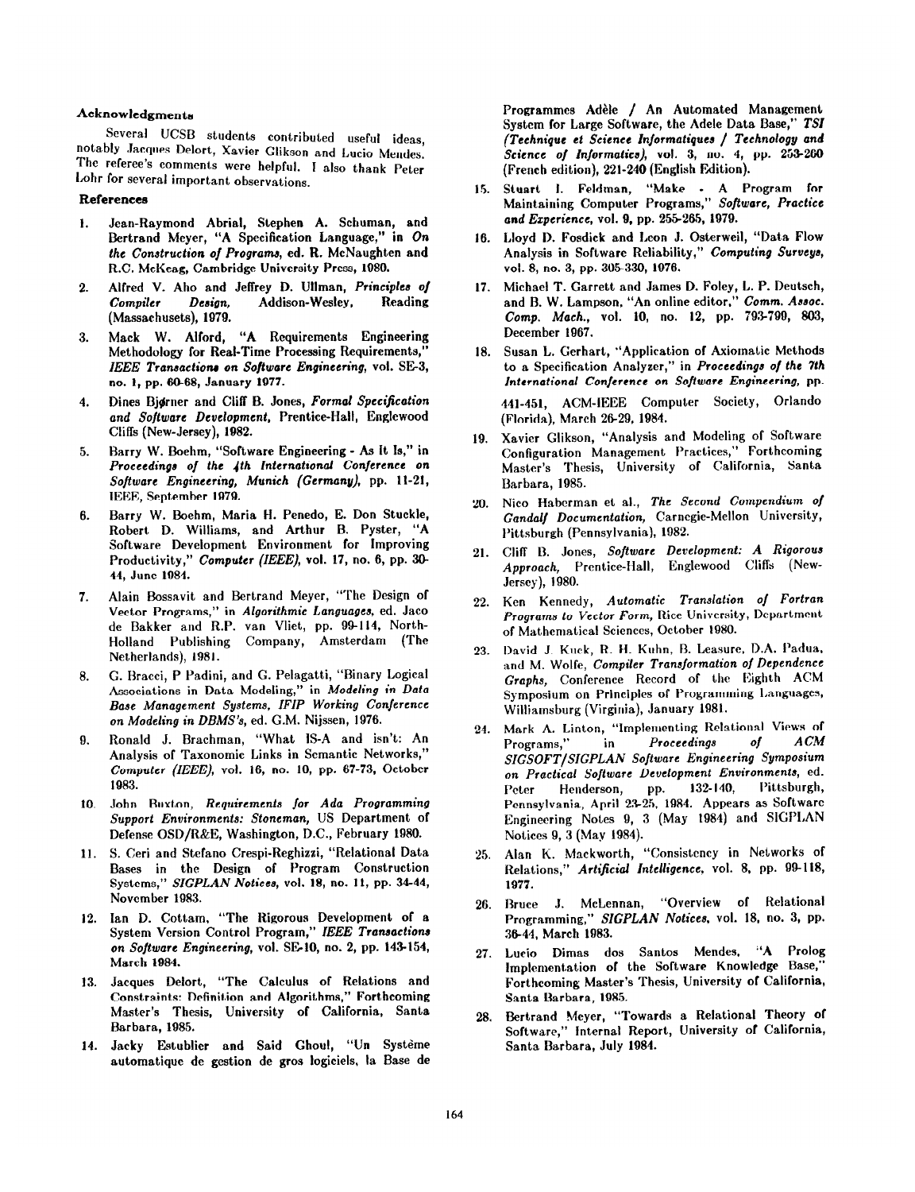### Acknowledgments

Several UCSB students contributed useful ideas, notably Jacques Delort, Xavier Glikson and Lucio Mendes. The referee's comments were helpful. I also thank Peter Lohr for several important observations.

### References

1. Jean-Raymond Abrial, Stephen A. Schuman, and Bertrand Meyer, "A Specification Language," in *On the Construction of Programs*, ed. R. McNaughten and R.C. McKeag, Cambridge University Press, 1980.
2. Alfred V. Aho and Jeffrey D. Ullman, *Principles of Compiler Design*, Addison-Wesley, Reading (Massachusetts), 1979.
3. Mack W. Alford, "A Requirements Engineering Methodology for Real-Time Processing Requirements," *IEEE Transactions on Software Engineering*, vol. SE-3, no. 1, pp. 60-68, January 1977.
4. Dines Bjørner and Cliff B. Jones, *Formal Specification and Software Development*, Prentice-Hall, Englewood Cliffs (New-Jersey), 1982.
5. Barry W. Boehm, "Software Engineering - As It Is," in *Proceedings of the 4th International Conference on Software Engineering, Munich (Germany)*, pp. 11-21, IEEE, September 1979.
6. Barry W. Boehm, Maria H. Penedo, E. Don Stuckle, Robert D. Williams, and Arthur B. Pyster, "A Software Development Environment for Improving Productivity," *Computer (IEEE)*, vol. 17, no. 6, pp. 30-44, June 1984.
7. Alain Bossavit and Bertrand Meyer, "The Design of Vector Programs," in *Algorithmic Languages*, ed. Jaco de Bakker and R.P. van Vliet, pp. 99-114, North-Holland Publishing Company, Amsterdam (The Netherlands), 1981.
8. G. Bracci, P Padini, and G. Pelagatti, "Binary Logical Associations in Data Modeling," in *Modeling in Data Base Management Systems, IFIP Working Conference on Modeling in DBMS's*, ed. G.M. Nijssen, 1976.
9. Ronald J. Brachman, "What IS-A and isn't: An Analysis of Taxonomic Links in Semantic Networks," *Computer (IEEE)*, vol. 16, no. 10, pp. 67-73, October 1983.
10. John Buxton, *Requirements for Ada Programming Support Environments: Stoneman*, US Department of Defense OSD/R&E, Washington, D.C., February 1980.
11. S. Ceri and Stefano Crespi-Reghizzi, "Relational Data Bases in the Design of Program Construction Systems," *SIGPLAN Notices*, vol. 18, no. 11, pp. 34-44, November 1983.
12. Ian D. Cottam, "The Rigorous Development of a System Version Control Program," *IEEE Transactions on Software Engineering*, vol. SE-10, no. 2, pp. 143-154, March 1984.
13. Jacques Delort, "The Calculus of Relations and Constraints: Definition and Algorithms," Forthcoming Master's Thesis, University of California, Santa Barbara, 1985.
14. Jacky Estublier and Said Ghoul, "Un Système automatique de gestion de gros logiciels, la Base de Programmes Adèle / An Automated Management System for Large Software, the Adele Data Base," *TSI (Technique et Science Informatiques / Technology and Science of Informatics)*, vol. 3, no. 4, pp. 253-260 (French edition), 221-240 (English Edition).
15. Stuart I. Feldman, "Make - A Program for Maintaining Computer Programs," *Software, Practice and Experience*, vol. 9, pp. 255-265, 1979.
16. Lloyd D. Fosdick and Leon J. Osterweil, "Data Flow Analysis in Software Reliability," *Computing Surveys*, vol. 8, no. 3, pp. 305-330, 1976.
17. Michael T. Garrett and James D. Foley, L. P. Deutsch, and B. W. Lampson, "An online editor," *Comm. Assoc. Comp. Mach.*, vol. 10, no. 12, pp. 793-799, 803, December 1967.
18. Susan L. Gerhart, "Application of Axiomatic Methods to a Specification Analyzer," in *Proceedings of the 7th International Conference on Software Engineering*, pp. 441-451, ACM-IEEE Computer Society, Orlando (Florida), March 26-29, 1984.
19. Xavier Glikson, "Analysis and Modeling of Software Configuration Management Practices," Forthcoming Master's Thesis, University of California, Santa Barbara, 1985.
20. Nico Haberman et al., *The Second Compendium of Gandalf Documentation*, Carnegie-Mellon University, Pittsburgh (Pennsylvania), 1982.
21. Cliff B. Jones, *Software Development: A Rigorous Approach*, Prentice-Hall, Englewood Cliffs (New-Jersey), 1980.
22. Ken Kennedy, *Automatic Translation of Fortran Programs to Vector Form*, Rice University, Department of Mathematical Sciences, October 1980.
23. David J. Kuck, R. H. Kuhn, B. Leasure, D.A. Padua, and M. Wolfe, *Compiler Transformation of Dependence Graphs*, Conference Record of the Eighth ACM Symposium on Principles of Programming Languages, Williamsburg (Virginia), January 1981.
24. Mark A. Linton, "Implementing Relational Views of Programs," in *Proceedings of ACM SIGSOFT/SIGPLAN Software Engineering Symposium on Practical Software Development Environments*, ed. Peter Henderson, pp. 132-140, Pittsburgh, Pennsylvania, April 23-25, 1984. Appears as Software Engineering Notes 9, 3 (May 1984) and SIGPLAN Notices 9, 3 (May 1984).
25. Alan K. Mackworth, "Consistency in Networks of Relations," *Artificial Intelligence*, vol. 8, pp. 99-118, 1977.
26. Bruce J. McLennan, "Overview of Relational Programming," *SIGPLAN Notices*, vol. 18, no. 3, pp. 36-44, March 1983.
27. Lucio Dimas dos Santos Mendes, "A Prolog Implementation of the Software Knowledge Base," Forthcoming Master's Thesis, University of California, Santa Barbara, 1985.
28. Bertrand Meyer, "Towards a Relational Theory of Software," Internal Report, University of California, Santa Barbara, July 1984.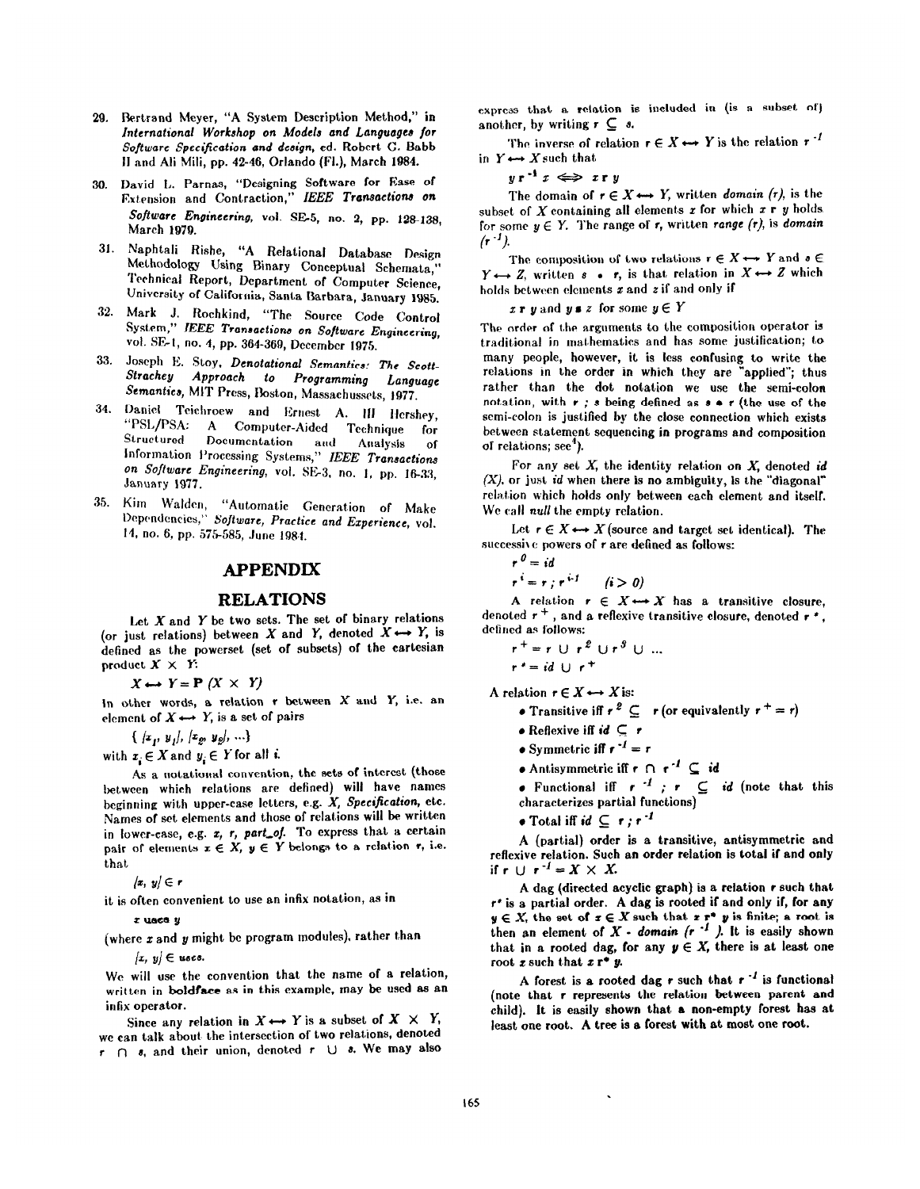29. Bertrand Meyer, "A System Description Method," in *International Workshop on Models and Languages for Software Specification and design*, ed. Robert G. Babb II and Ali Mili, pp. 42-46, Orlando (Fl.), March 1984.

30. David L. Parnas, "Designing Software for Ease of Extension and Contraction," *IEEE Transactions on Software Engineering*, vol. SE-5, no. 2, pp. 128-138, March 1979.

31. Naphtali Rishe, "A Relational Database Design Methodology Using Binary Conceptual Schemata," Technical Report, Department of Computer Science, University of California, Santa Barbara, January 1985.

32. Mark J. Rochkind, "The Source Code Control System," *IEEE Transactions on Software Engineering*, vol. SE-1, no. 4, pp. 364-369, December 1975.

33. Joseph E. Stoy, *Denotational Semantics: The Scott-Strachey Approach to Programming Language Semantics*, MIT Press, Boston, Massachusetts, 1977.

34. Daniel Teichroew and Ernest A. III Hershey, "PSL/PSA: A Computer-Aided Technique for Structured Documentation and Analysis of Information Processing Systems," *IEEE Transactions on Software Engineering*, vol. SE-3, no. 1, pp. 16-33, January 1977.

35. Kim Walden, "Automatic Generation of Make Dependencies," *Software, Practice and Experience*, vol. 14, no. 6, pp. 575-585, June 1984.

# APPENDIX

## RELATIONS

Let $X$ and $Y$ be two sets. The set of binary relations (or just relations) between $X$ and $Y$, denoted $X \leftrightarrow Y$, is defined as the powerset (set of subsets) of the cartesian product $X \times Y$:

$$X \leftrightarrow Y = \mathbf{P}\,(X \times Y)$$

In other words, a relation $r$ between $X$ and $Y$, i.e. an element of $X \leftrightarrow Y$, is a set of pairs

$$\{\, [x_1, y_1], [x_2, y_2], \ldots \}$$

with $x_i \in X$ and $y_i \in Y$ for all $i$.

As a notational convention, the sets of interest (those between which relations are defined) will have names beginning with upper-case letters, e.g. *X*, *Specification*, etc. Names of set elements and those of relations will be written in lower-case, e.g. *x*, *r*, *part_of*. To express that a certain pair of elements $x \in X$, $y \in Y$ belongs to a relation $r$, i.e. that

$$[x, y] \in r$$

it is often convenient to use an infix notation, as in

$$x \ \mathbf{uses}\ y$$

(where $x$ and $y$ might be program modules), rather than

$$[x, y] \in uses.$$

We will use the convention that the name of a relation, written in **boldface** as in this example, may be used as an infix operator.

Since any relation in $X \leftrightarrow Y$ is a subset of $X \times Y$, we can talk about the intersection of two relations, denoted $r \cap s$, and their union, denoted $r \cup s$. We may also express that a relation is included in (is a subset of) another, by writing $r \subseteq s$.

The inverse of relation $r \in X \leftrightarrow Y$ is the relation $r^{-1}$ in $Y \leftrightarrow X$ such that

$$y \; r^{-1} \; x \iff x \; r \; y$$

The domain of $r \in X \leftrightarrow Y$, written *domain (r)*, is the subset of $X$ containing all elements $x$ for which $x\ r\ y$ holds for some $y \in Y$. The range of $r$, written *range (r)*, is *domain* $(r^{-1})$.

The composition of two relations $r \in X \leftrightarrow Y$ and $s \in Y \leftrightarrow Z$, written $s \bullet r$, is that relation in $X \leftrightarrow Z$ which holds between elements $x$ and $z$ if and only if

$$x\ r\ y \text{ and } y\ s\ z \text{ for some } y \in Y$$

The order of the arguments to the composition operator is traditional in mathematics and has some justification; to many people, however, it is less confusing to write the relations in the order in which they are "applied"; thus rather than the dot notation we use the semi-colon notation, with $r\,;\,s$ being defined as $s \bullet r$ (the use of the semi-colon is justified by the close connection which exists between statement sequencing in programs and composition of relations; see[4]).

For any set $X$, the identity relation on $X$, denoted *id (X)*, or just *id* when there is no ambiguity, is the "diagonal" relation which holds only between each element and itself. We call *null* the empty relation.

Let $r \in X \leftrightarrow X$ (source and target set identical). The successive powers of $r$ are defined as follows:

$$r^0 = id$$

$$r^i = r\,;\,r^{i-1} \qquad (i > 0)$$

A relation $r \in X \leftrightarrow X$ has a transitive closure, denoted $r^+$, and a reflexive transitive closure, denoted $r^*$, defined as follows:

$$r^+ = r \cup r^2 \cup r^3 \cup \ldots$$

$$r^* = id \cup r^+$$

A relation $r \in X \leftrightarrow X$ is:

- Transitive iff $r^2 \subseteq r$ (or equivalently $r^+ = r$)
- Reflexive iff $id \subseteq r$
- Symmetric iff $r^{-1} = r$
- Antisymmetric iff $r \cap r^{-1} \subseteq id$
- Functional iff $r^{-1}\,;\,r \subseteq id$ (note that this characterizes partial functions)
- Total iff $id \subseteq r\,;\,r^{-1}$

A (partial) order is a transitive, antisymmetric and reflexive relation. Such an order relation is total if and only if $r \cup r^{-1} = X \times X$.

A dag (directed acyclic graph) is a relation $r$ such that $r^*$ is a partial order. A dag is rooted if and only if, for any $y \in X$, the set of $x \in X$ such that $x\ r^*\ y$ is finite; a root is then an element of $X$ - *domain* $(r^{-1})$. It is easily shown that in a rooted dag, for any $y \in X$, there is at least one root $x$ such that $x\ r^*\ y$.

A forest is a rooted dag $r$ such that $r^{-1}$ is functional (note that $r$ represents the relation between parent and child). It is easily shown that a non-empty forest has at least one root. A tree is a forest with at most one root.